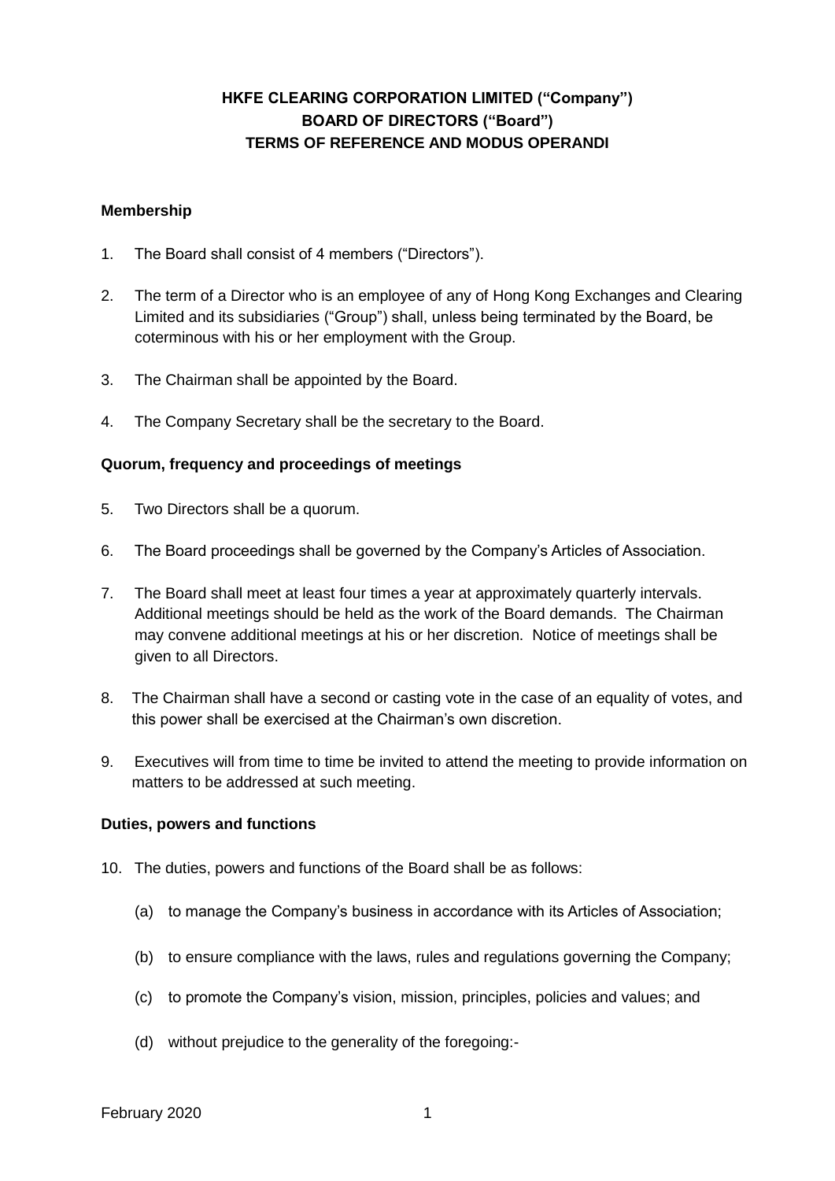# HKFE CLEARING CORPORATION LIMITED ("Company")
# BOARD OF DIRECTORS ("Board")
# TERMS OF REFERENCE AND MODUS OPERANDI

**Membership**

1. The Board shall consist of 4 members ("Directors").

2. The term of a Director who is an employee of any of Hong Kong Exchanges and Clearing Limited and its subsidiaries ("Group") shall, unless being terminated by the Board, be coterminous with his or her employment with the Group.

3. The Chairman shall be appointed by the Board.

4. The Company Secretary shall be the secretary to the Board.

**Quorum, frequency and proceedings of meetings**

5. Two Directors shall be a quorum.

6. The Board proceedings shall be governed by the Company's Articles of Association.

7. The Board shall meet at least four times a year at approximately quarterly intervals. Additional meetings should be held as the work of the Board demands. The Chairman may convene additional meetings at his or her discretion. Notice of meetings shall be given to all Directors.

8. The Chairman shall have a second or casting vote in the case of an equality of votes, and this power shall be exercised at the Chairman's own discretion.

9. Executives will from time to time be invited to attend the meeting to provide information on matters to be addressed at such meeting.

**Duties, powers and functions**

10. The duties, powers and functions of the Board shall be as follows:

    (a) to manage the Company's business in accordance with its Articles of Association;

    (b) to ensure compliance with the laws, rules and regulations governing the Company;

    (c) to promote the Company's vision, mission, principles, policies and values; and

    (d) without prejudice to the generality of the foregoing:-

February 2020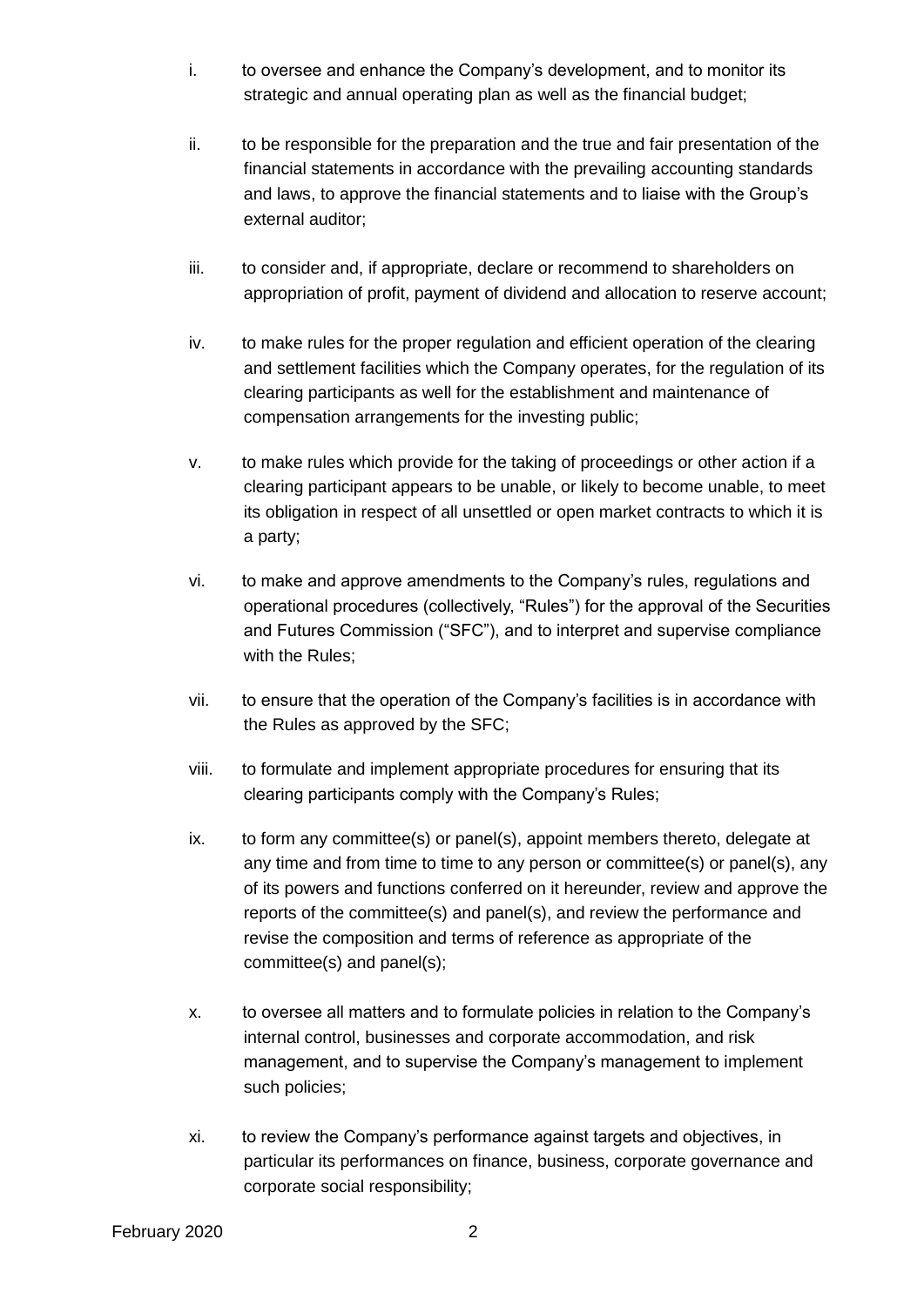i. to oversee and enhance the Company's development, and to monitor its strategic and annual operating plan as well as the financial budget;

ii. to be responsible for the preparation and the true and fair presentation of the financial statements in accordance with the prevailing accounting standards and laws, to approve the financial statements and to liaise with the Group's external auditor;

iii. to consider and, if appropriate, declare or recommend to shareholders on appropriation of profit, payment of dividend and allocation to reserve account;

iv. to make rules for the proper regulation and efficient operation of the clearing and settlement facilities which the Company operates, for the regulation of its clearing participants as well for the establishment and maintenance of compensation arrangements for the investing public;

v. to make rules which provide for the taking of proceedings or other action if a clearing participant appears to be unable, or likely to become unable, to meet its obligation in respect of all unsettled or open market contracts to which it is a party;

vi. to make and approve amendments to the Company's rules, regulations and operational procedures (collectively, "Rules") for the approval of the Securities and Futures Commission ("SFC"), and to interpret and supervise compliance with the Rules;

vii. to ensure that the operation of the Company's facilities is in accordance with the Rules as approved by the SFC;

viii. to formulate and implement appropriate procedures for ensuring that its clearing participants comply with the Company's Rules;

ix. to form any committee(s) or panel(s), appoint members thereto, delegate at any time and from time to time to any person or committee(s) or panel(s), any of its powers and functions conferred on it hereunder, review and approve the reports of the committee(s) and panel(s), and review the performance and revise the composition and terms of reference as appropriate of the committee(s) and panel(s);

x. to oversee all matters and to formulate policies in relation to the Company's internal control, businesses and corporate accommodation, and risk management, and to supervise the Company's management to implement such policies;

xi. to review the Company's performance against targets and objectives, in particular its performances on finance, business, corporate governance and corporate social responsibility;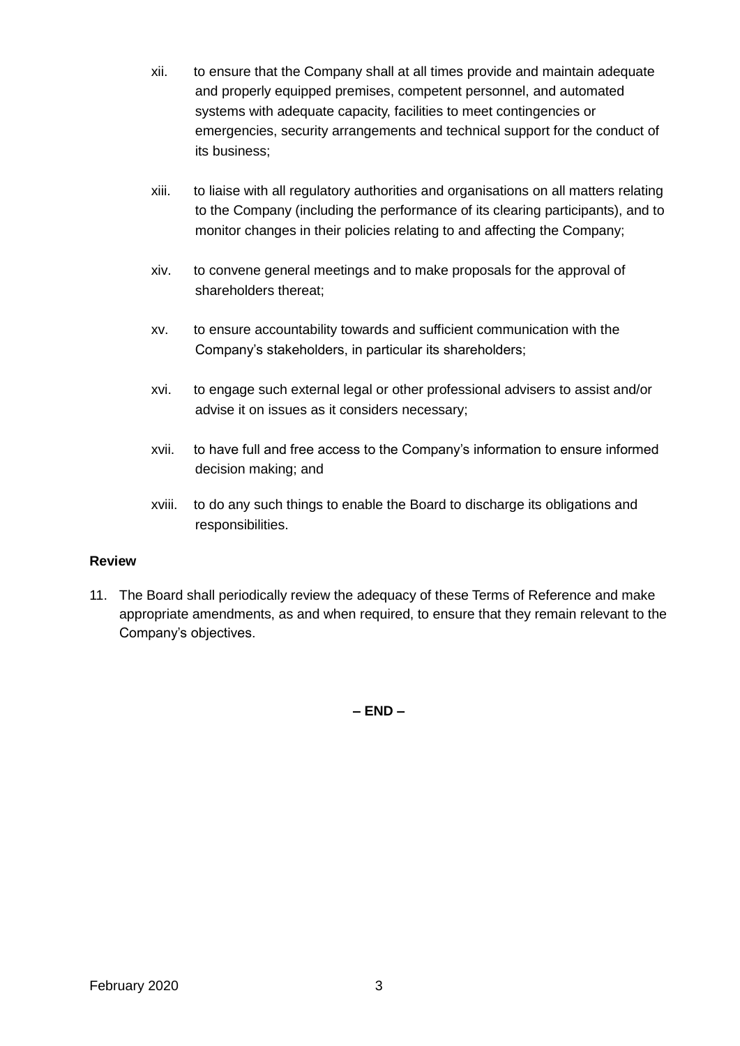xii. to ensure that the Company shall at all times provide and maintain adequate and properly equipped premises, competent personnel, and automated systems with adequate capacity, facilities to meet contingencies or emergencies, security arrangements and technical support for the conduct of its business;

xiii. to liaise with all regulatory authorities and organisations on all matters relating to the Company (including the performance of its clearing participants), and to monitor changes in their policies relating to and affecting the Company;

xiv. to convene general meetings and to make proposals for the approval of shareholders thereat;

xv. to ensure accountability towards and sufficient communication with the Company's stakeholders, in particular its shareholders;

xvi. to engage such external legal or other professional advisers to assist and/or advise it on issues as it considers necessary;

xvii. to have full and free access to the Company's information to ensure informed decision making; and

xviii. to do any such things to enable the Board to discharge its obligations and responsibilities.

**Review**

11. The Board shall periodically review the adequacy of these Terms of Reference and make appropriate amendments, as and when required, to ensure that they remain relevant to the Company's objectives.

**– END –**

February 2020